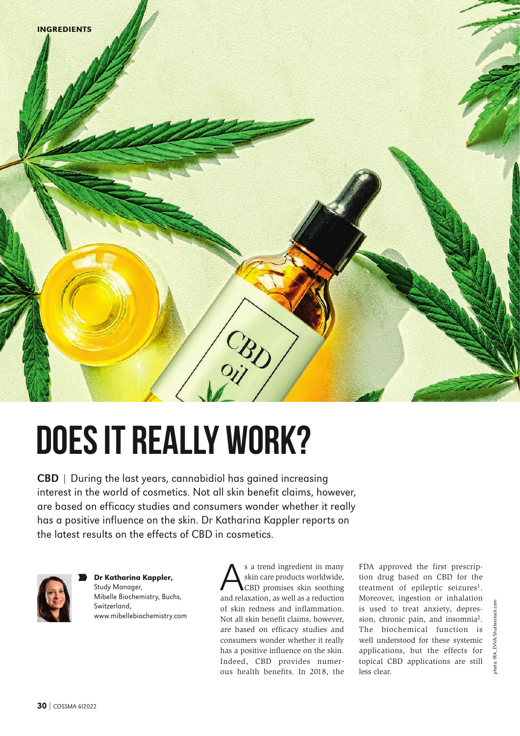INGREDIENTS

# DOES IT REALLY WORK?

**CBD** | During the last years, cannabidiol has gained increasing interest in the world of cosmetics. Not all skin benefit claims, however, are based on efficacy studies and consumers wonder whether it really has a positive influence on the skin. Dr Katharina Kappler reports on the latest results on the effects of CBD in cosmetics.

**Dr Katharina Kappler,**
Study Manager,
Mibelle Biochemistry, Buchs, Switzerland,
www.mibellebiochemistry.com

As a trend ingredient in many skin care products worldwide, CBD promises skin soothing and relaxation, as well as a reduction of skin redness and inflammation. Not all skin benefit claims, however, are based on efficacy studies and consumers wonder whether it really has a positive influence on the skin. Indeed, CBD provides numerous health benefits. In 2018, the FDA approved the first prescription drug based on CBD for the treatment of epileptic seizures[1]. Moreover, ingestion or inhalation is used to treat anxiety, depression, chronic pain, and insomnia[2]. The biochemical function is well understood for these systemic applications, but the effects for topical CBD applications are still less clear.

photo: IRA_EVA/Shutterstock.com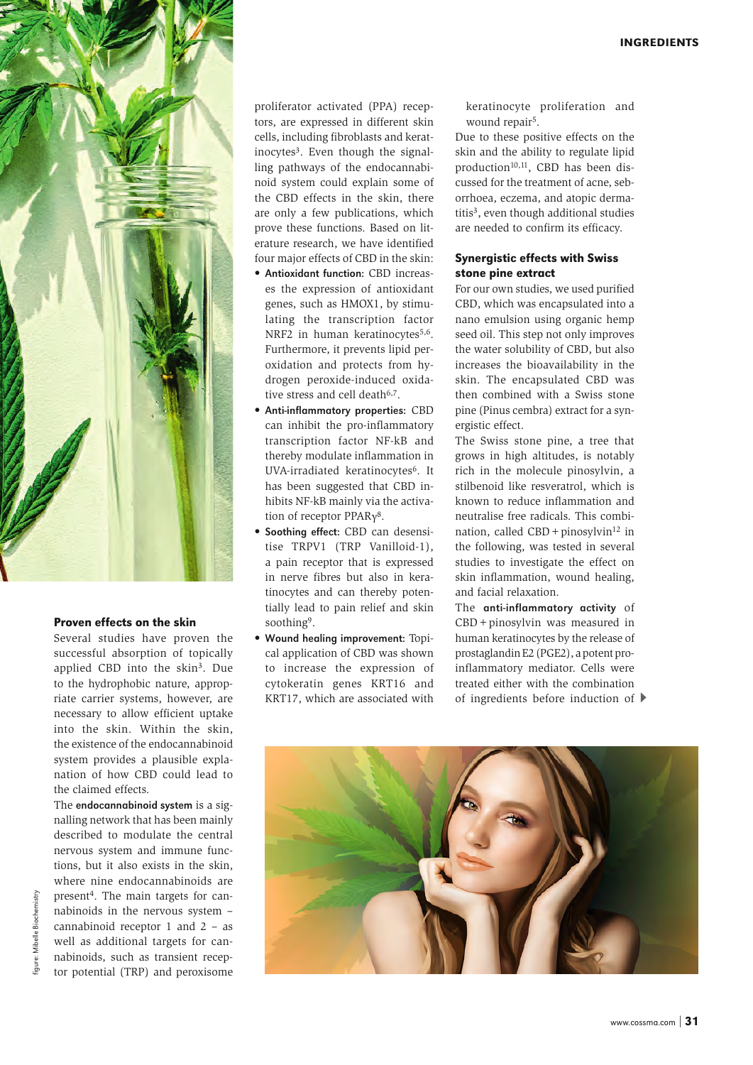## Proven effects on the skin

Several studies have proven the successful absorption of topically applied CBD into the skin[3]. Due to the hydrophobic nature, appropriate carrier systems, however, are necessary to allow efficient uptake into the skin. Within the skin, the existence of the endocannabinoid system provides a plausible explanation of how CBD could lead to the claimed effects.

The **endocannabinoid system** is a signalling network that has been mainly described to modulate the central nervous system and immune functions, but it also exists in the skin, where nine endocannabinoids are present[4]. The main targets for cannabinoids in the nervous system – cannabinoid receptor 1 and 2 – as well as additional targets for cannabinoids, such as transient receptor potential (TRP) and peroxisome proliferator activated (PPA) receptors, are expressed in different skin cells, including fibroblasts and keratinocytes[3]. Even though the signalling pathways of the endocannabinoid system could explain some of the CBD effects in the skin, there are only a few publications, which prove these functions. Based on literature research, we have identified four major effects of CBD in the skin:

- **Antioxidant function:** CBD increases the expression of antioxidant genes, such as HMOX1, by stimulating the transcription factor NRF2 in human keratinocytes[5,6]. Furthermore, it prevents lipid peroxidation and protects from hydrogen peroxide-induced oxidative stress and cell death[6,7].
- **Anti-inflammatory properties:** CBD can inhibit the pro-inflammatory transcription factor NF-kB and thereby modulate inflammation in UVA-irradiated keratinocytes[6]. It has been suggested that CBD inhibits NF-kB mainly via the activation of receptor PPARγ[8].
- **Soothing effect:** CBD can desensitise TRPV1 (TRP Vanilloid-1), a pain receptor that is expressed in nerve fibres but also in keratinocytes and can thereby potentially lead to pain relief and skin soothing[9].
- **Wound healing improvement:** Topical application of CBD was shown to increase the expression of cytokeratin genes KRT16 and KRT17, which are associated with keratinocyte proliferation and wound repair[5].

Due to these positive effects on the skin and the ability to regulate lipid production[10,11], CBD has been discussed for the treatment of acne, seborrhoea, eczema, and atopic dermatitis[3], even though additional studies are needed to confirm its efficacy.

### Synergistic effects with Swiss stone pine extract

For our own studies, we used purified CBD, which was encapsulated into a nano emulsion using organic hemp seed oil. This step not only improves the water solubility of CBD, but also increases the bioavailability in the skin. The encapsulated CBD was then combined with a Swiss stone pine (Pinus cembra) extract for a synergistic effect.

The Swiss stone pine, a tree that grows in high altitudes, is notably rich in the molecule pinosylvin, a stilbenoid like resveratrol, which is known to reduce inflammation and neutralise free radicals. This combination, called CBD + pinosylvin[12] in the following, was tested in several studies to investigate the effect on skin inflammation, wound healing, and facial relaxation.

The **anti-inflammatory activity** of CBD + pinosylvin was measured in human keratinocytes by the release of prostaglandin E2 (PGE2), a potent pro-inflammatory mediator. Cells were treated either with the combination of ingredients before induction of ▸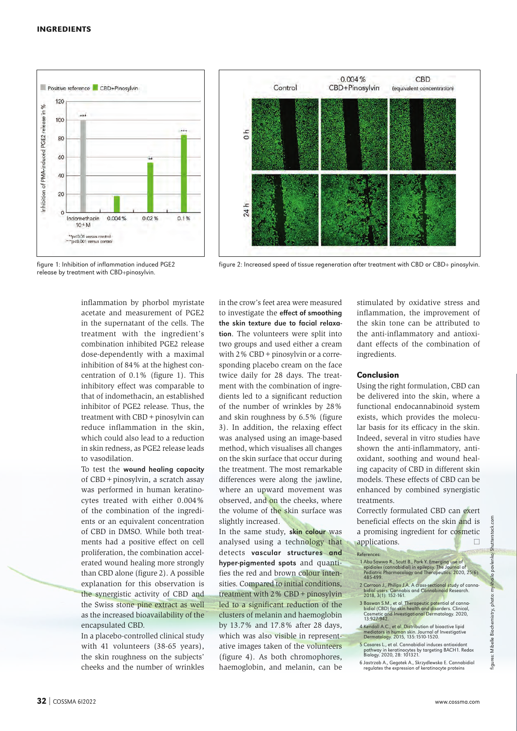figure 1: Inhibition of inflammation induced PGE2 release by treatment with CBD+pinosylvin.

figure 2: Increased speed of tissue regeneration after treatment with CBD or CBD+ pinosylvin.

inflammation by phorbol myristate acetate and measurement of PGE2 in the supernatant of the cells. The treatment with the ingredient's combination inhibited PGE2 release dose-dependently with a maximal inhibition of 84 % at the highest concentration of 0.1 % (figure 1). This inhibitory effect was comparable to that of indomethacin, an established inhibitor of PGE2 release. Thus, the treatment with CBD + pinosylvin can reduce inflammation in the skin, which could also lead to a reduction in skin redness, as PGE2 release leads to vasodilation.

To test the **wound healing capacity** of CBD + pinosylvin, a scratch assay was performed in human keratinocytes treated with either 0.004 % of the combination of the ingredients or an equivalent concentration of CBD in DMSO. While both treatments had a positive effect on cell proliferation, the combination accelerated wound healing more strongly than CBD alone (figure 2). A possible explanation for this observation is the synergistic activity of CBD and the Swiss stone pine extract as well as the increased bioavailability of the encapsulated CBD.

In a placebo-controlled clinical study with 41 volunteers (38-65 years), the skin roughness on the subjects' cheeks and the number of wrinkles in the crow's feet area were measured to investigate the **effect of smoothing the skin texture due to facial relaxation**. The volunteers were split into two groups and used either a cream with 2 % CBD + pinosylvin or a corresponding placebo cream on the face twice daily for 28 days. The treatment with the combination of ingredients led to a significant reduction of the number of wrinkles by 28 % and skin roughness by 6.5 % (figure 3). In addition, the relaxing effect was analysed using an image-based method, which visualises all changes on the skin surface that occur during the treatment. The most remarkable differences were along the jawline, where an upward movement was observed, and on the cheeks, where the volume of the skin surface was slightly increased.

In the same study, **skin colour** was analysed using a technology that detects **vascular structures and hyper-pigmented spots** and quantifies the red and brown colour intensities. Compared to initial conditions, treatment with 2 % CBD + pinosylvin led to a significant reduction of the clusters of melanin and haemoglobin by 13.7 % and 17.8 % after 28 days, which was also visible in representative images taken of the volunteers (figure 4). As both chromophores, haemoglobin, and melanin, can be stimulated by oxidative stress and inflammation, the improvement of the skin tone can be attributed to the anti-inflammatory and antioxidant effects of the combination of ingredients.

## Conclusion

Using the right formulation, CBD can be delivered into the skin, where a functional endocannabinoid system exists, which provides the molecular basis for its efficacy in the skin. Indeed, several in vitro studies have shown the anti-inflammatory, antioxidant, soothing and wound healing capacity of CBD in different skin models. These effects of CBD can be enhanced by combined synergistic treatments.

Correctly formulated CBD can exert beneficial effects on the skin and is a promising ingredient for cosmetic applications. □

References:

1 Abu-Sawwa R., Scott B., Park Y. Emerging use of epidiolex (cannabidiol) in epilepsy. The Journal of Pediatric Pharmacology and Therapeutics. 2020, 25(6): 485-499.

2 Corroon J., Philips J.A. A cross-sectional study of cannabidiol users. Cannabis and Cannabinoid Research. 2018, 3(1): 152-161.

3 Baswan S.M., et al. Therapeutic potential of cannabidiol (CBD) for skin health and disorders. Clinical, Cosmetic and Investigational Dermatology. 2020, 13:927-942.

4 Kendall A.C., et al. Distribution of bioactive lipid mediators in human skin. Journal of Investigative Dermatology. 2015, 135:1510-1520.

5 Casares L., et al. Cannabidiol induces antioxidant pathway in keratinocytes by targeting BACH1. Redox Biology. 2020, 28: 101321.

6 Jastrząb A., Gęgotek A., Skrzydlewska E. Cannabidiol regulates the expression of keratinocyte proteins

figures: Mibelle Biochemistry, photo: mykhailo pavlenko/Shutterstock.com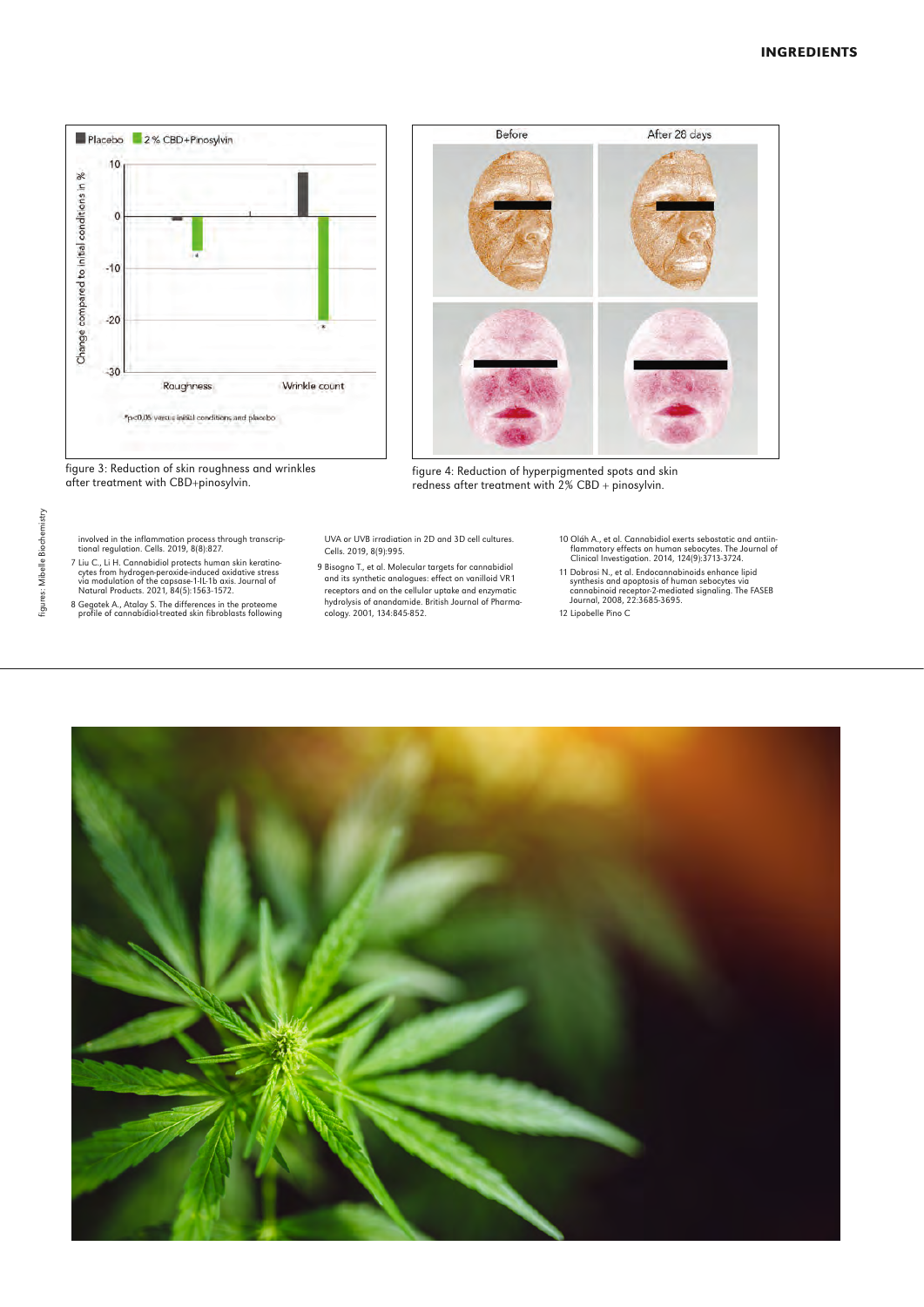Placebo
2 % CBD+Pinosylvin

Change compared to initial conditions in %

10
0
-10
-20
-30

Roughness
Wrinkle count

*p<0.05 versus initial conditions and placebo

figure 3: Reduction of skin roughness and wrinkles after treatment with CBD+pinosylvin.

Before
After 28 days

figure 4: Reduction of hyperpigmented spots and skin redness after treatment with 2% CBD + pinosylvin.

figures: Mibelle Biochemistry

involved in the inflammation process through transcriptional regulation. Cells. 2019, 8(8):827.

7 Liu C., Li H. Cannabidiol protects human skin keratinocytes from hydrogen-peroxide-induced oxidative stress via modulation of the capsase-1-IL-1b axis. Journal of Natural Products. 2021, 84(5):1563-1572.

8 Gegotek A., Atalay S. The differences in the proteome profile of cannabidiol-treated skin fibroblasts following UVA or UVB irradiation in 2D and 3D cell cultures. Cells. 2019, 8(9):995.

9 Bisogno T., et al. Molecular targets for cannabidiol and its synthetic analogues: effect on vanilloid VR1 receptors and on the cellular uptake and enzymatic hydrolysis of anandamide. British Journal of Pharmacology. 2001, 134:845-852.

10 Oláh A., et al. Cannabidiol exerts sebostatic and antiinflammatory effects on human sebocytes. The Journal of Clinical Investigation. 2014, 124(9):3713-3724.

11 Dobrosi N., et al. Endocannabinoids enhance lipid synthesis and apoptosis of human sebocytes via cannabinoid receptor-2-mediated signaling. The FASEB Journal, 2008, 22:3685-3695.

12 Lipobelle Pino C